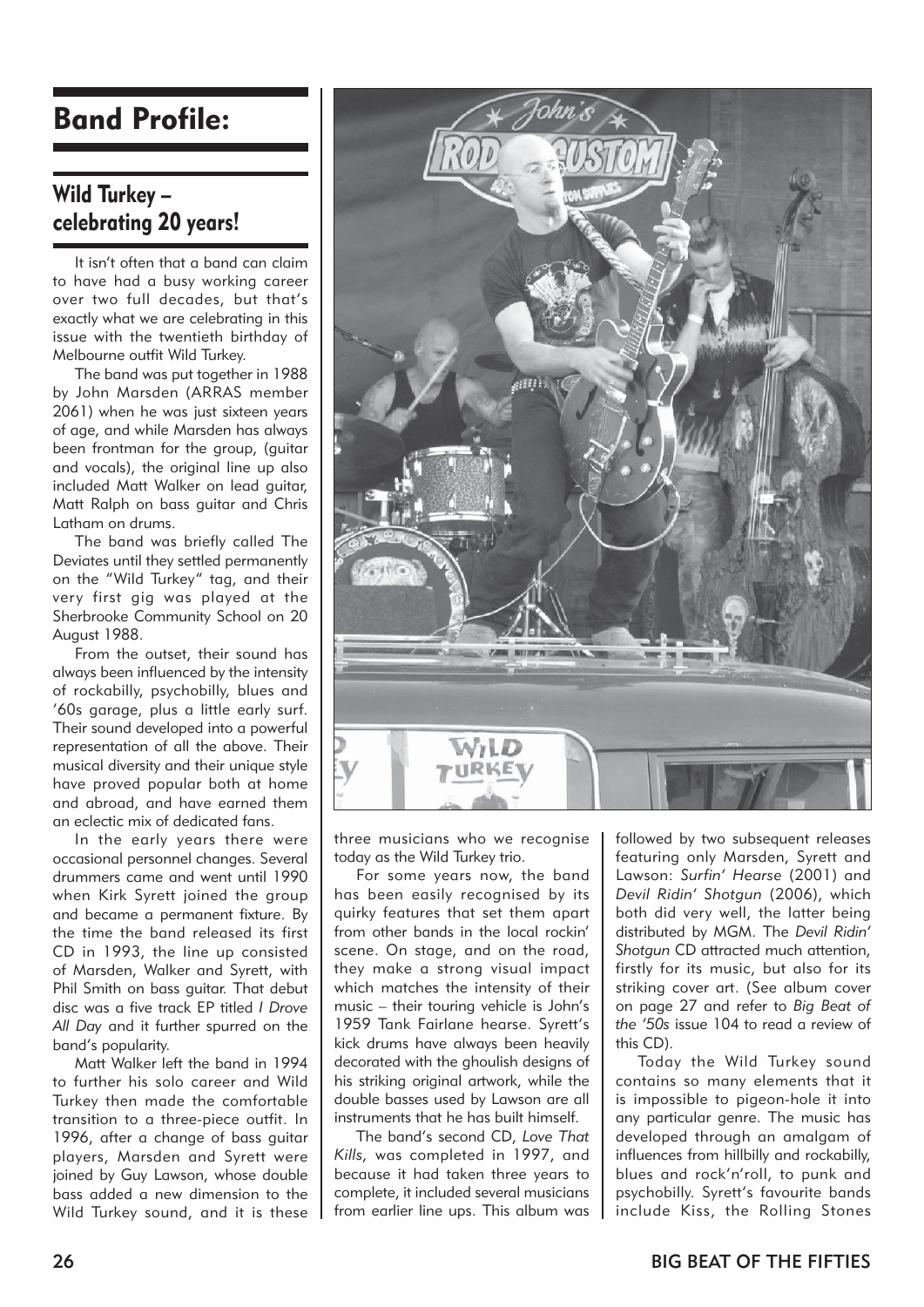# Band Profile:

## Wild Turkey – celebrating 20 years!

It isn't often that a band can claim to have had a busy working career over two full decades, but that's exactly what we are celebrating in this issue with the twentieth birthday of Melbourne outfit Wild Turkey.

The band was put together in 1988 by John Marsden (ARRAS member 2061) when he was just sixteen years of age, and while Marsden has always been frontman for the group, (guitar and vocals), the original line up also included Matt Walker on lead guitar, Matt Ralph on bass guitar and Chris Latham on drums.

The band was briefly called The Deviates until they settled permanently on the "Wild Turkey" tag, and their very first gig was played at the Sherbrooke Community School on 20 August 1988.

From the outset, their sound has always been influenced by the intensity of rockabilly, psychobilly, blues and '60s garage, plus a little early surf. Their sound developed into a powerful representation of all the above. Their musical diversity and their unique style have proved popular both at home and abroad, and have earned them an eclectic mix of dedicated fans.

In the early years there were occasional personnel changes. Several drummers came and went until 1990 when Kirk Syrett joined the group and became a permanent fixture. By the time the band released its first CD in 1993, the line up consisted of Marsden, Walker and Syrett, with Phil Smith on bass guitar. That debut disc was a five track EP titled *I Drove All Day* and it further spurred on the band's popularity.

Matt Walker left the band in 1994 to further his solo career and Wild Turkey then made the comfortable transition to a three-piece outfit. In 1996, after a change of bass guitar players, Marsden and Syrett were joined by Guy Lawson, whose double bass added a new dimension to the Wild Turkey sound, and it is these three musicians who we recognise today as the Wild Turkey trio.

For some years now, the band has been easily recognised by its quirky features that set them apart from other bands in the local rockin' scene. On stage, and on the road, they make a strong visual impact which matches the intensity of their music – their touring vehicle is John's 1959 Tank Fairlane hearse. Syrett's kick drums have always been heavily decorated with the ghoulish designs of his striking original artwork, while the double basses used by Lawson are all instruments that he has built himself.

The band's second CD, *Love That Kills*, was completed in 1997, and because it had taken three years to complete, it included several musicians from earlier line ups. This album was followed by two subsequent releases featuring only Marsden, Syrett and Lawson: *Surfin' Hearse* (2001) and *Devil Ridin' Shotgun* (2006), which both did very well, the latter being distributed by MGM. The *Devil Ridin' Shotgun* CD attracted much attention, firstly for its music, but also for its striking cover art. (See album cover on page 27 and refer to *Big Beat of the '50s* issue 104 to read a review of this CD).

Today the Wild Turkey sound contains so many elements that it is impossible to pigeon-hole it into any particular genre. The music has developed through an amalgam of influences from hillbilly and rockabilly, blues and rock'n'roll, to punk and psychobilly. Syrett's favourite bands include Kiss, the Rolling Stones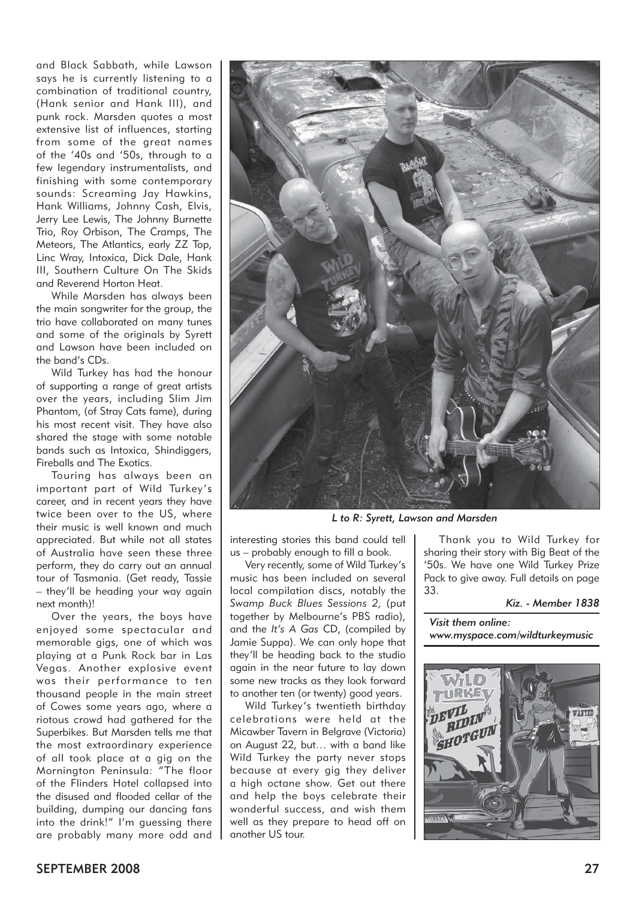and Black Sabbath, while Lawson says he is currently listening to a combination of traditional country, (Hank senior and Hank III), and punk rock. Marsden quotes a most extensive list of influences, starting from some of the great names of the '40s and '50s, through to a few legendary instrumentalists, and finishing with some contemporary sounds: Screaming Jay Hawkins, Hank Williams, Johnny Cash, Elvis, Jerry Lee Lewis, The Johnny Burnette Trio, Roy Orbison, The Cramps, The Meteors, The Atlantics, early ZZ Top, Linc Wray, Intoxica, Dick Dale, Hank III, Southern Culture On The Skids and Reverend Horton Heat.

While Marsden has always been the main songwriter for the group, the trio have collaborated on many tunes and some of the originals by Syrett and Lawson have been included on the band's CDs.

Wild Turkey has had the honour of supporting a range of great artists over the years, including Slim Jim Phantom, (of Stray Cats fame), during his most recent visit. They have also shared the stage with some notable bands such as Intoxica, Shindiggers, Fireballs and The Exotics.

Touring has always been an important part of Wild Turkey's career, and in recent years they have twice been over to the US, where their music is well known and much appreciated. But while not all states of Australia have seen these three perform, they do carry out an annual tour of Tasmania. (Get ready, Tassie – they'll be heading your way again next month)!

Over the years, the boys have enjoyed some spectacular and memorable gigs, one of which was playing at a Punk Rock bar in Las Vegas. Another explosive event was their performance to ten thousand people in the main street of Cowes some years ago, where a riotous crowd had gathered for the Superbikes. But Marsden tells me that the most extraordinary experience of all took place at a gig on the Mornington Peninsula: "The floor of the Flinders Hotel collapsed into the disused and flooded cellar of the building, dumping our dancing fans into the drink!" I'm guessing there are probably many more odd and interesting stories this band could tell us – probably enough to fill a book.

*L to R: Syrett, Lawson and Marsden*

Very recently, some of Wild Turkey's music has been included on several local compilation discs, notably the *Swamp Buck Blues Sessions 2*, (put together by Melbourne's PBS radio), and the *It's A Gas* CD, (compiled by Jamie Suppa). We can only hope that they'll be heading back to the studio again in the near future to lay down some new tracks as they look forward to another ten (or twenty) good years.

Wild Turkey's twentieth birthday celebrations were held at the Micawber Tavern in Belgrave (Victoria) on August 22, but… with a band like Wild Turkey the party never stops because at every gig they deliver a high octane show. Get out there and help the boys celebrate their wonderful success, and wish them well as they prepare to head off on another US tour.

Thank you to Wild Turkey for sharing their story with Big Beat of the '50s. We have one Wild Turkey Prize Pack to give away. Full details on page 33.

*Kiz. - Member 1838*

*Visit them online: www.myspace.com/wildturkeymusic*